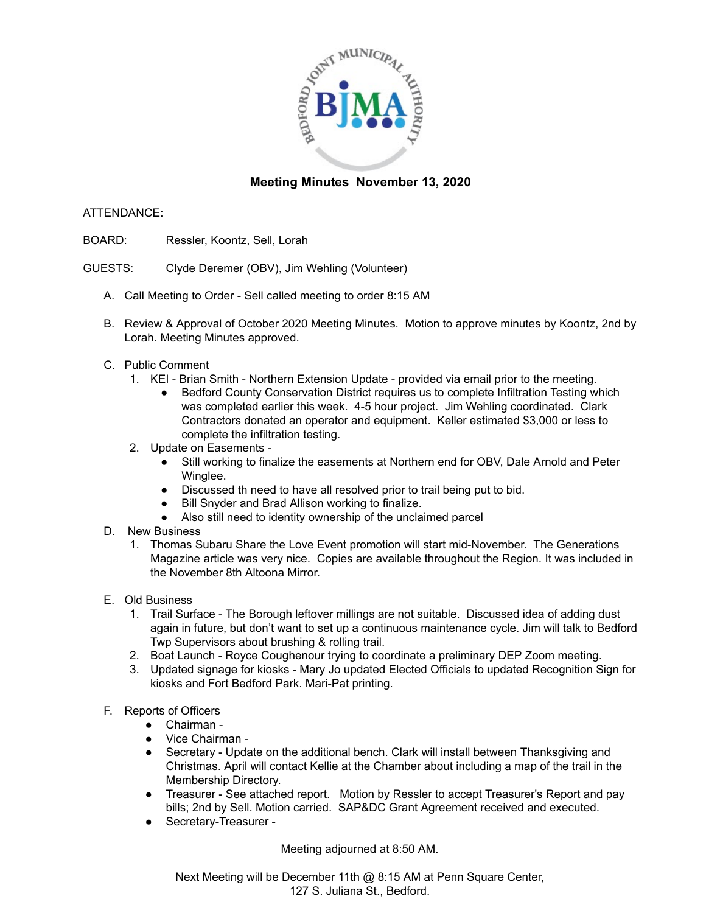## Meeting Minutes November 13, 2020

ATTENDANCE:

BOARD: Ressler, Koontz, Sell, Lorah

GUESTS: Clyde Deremer (OBV), Jim Wehling (Volunteer)

A. Call Meeting to Order - Sell called meeting to order 8:15 AM

B. Review & Approval of October 2020 Meeting Minutes. Motion to approve minutes by Koontz, 2nd by Lorah. Meeting Minutes approved.

C. Public Comment
   1. KEI - Brian Smith - Northern Extension Update - provided via email prior to the meeting.
      - Bedford County Conservation District requires us to complete Infiltration Testing which was completed earlier this week. 4-5 hour project. Jim Wehling coordinated. Clark Contractors donated an operator and equipment. Keller estimated $3,000 or less to complete the infiltration testing.
   2. Update on Easements -
      - Still working to finalize the easements at Northern end for OBV, Dale Arnold and Peter Winglee.
      - Discussed th need to have all resolved prior to trail being put to bid.
      - Bill Snyder and Brad Allison working to finalize.
      - Also still need to identity ownership of the unclaimed parcel

D. New Business
   1. Thomas Subaru Share the Love Event promotion will start mid-November. The Generations Magazine article was very nice. Copies are available throughout the Region. It was included in the November 8th Altoona Mirror.

E. Old Business
   1. Trail Surface - The Borough leftover millings are not suitable. Discussed idea of adding dust again in future, but don't want to set up a continuous maintenance cycle. Jim will talk to Bedford Twp Supervisors about brushing & rolling trail.
   2. Boat Launch - Royce Coughenour trying to coordinate a preliminary DEP Zoom meeting.
   3. Updated signage for kiosks - Mary Jo updated Elected Officials to updated Recognition Sign for kiosks and Fort Bedford Park. Mari-Pat printing.

F. Reports of Officers
   - Chairman -
   - Vice Chairman -
   - Secretary - Update on the additional bench. Clark will install between Thanksgiving and Christmas. April will contact Kellie at the Chamber about including a map of the trail in the Membership Directory.
   - Treasurer - See attached report. Motion by Ressler to accept Treasurer's Report and pay bills; 2nd by Sell. Motion carried. SAP&DC Grant Agreement received and executed.
   - Secretary-Treasurer -

Meeting adjourned at 8:50 AM.

Next Meeting will be December 11th @ 8:15 AM at Penn Square Center, 127 S. Juliana St., Bedford.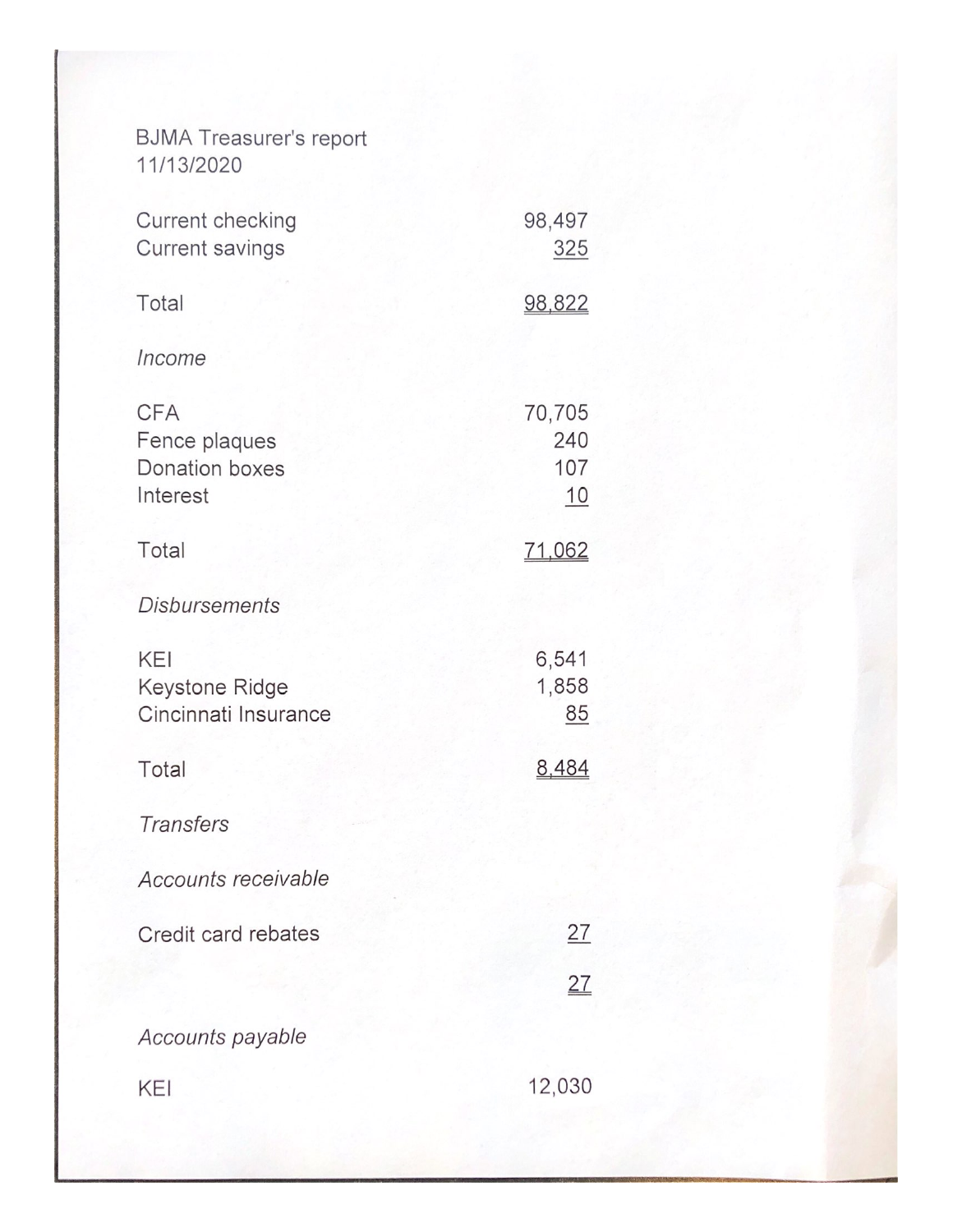BJMA Treasurer's report
11/13/2020

| | |
|---|---|
| Current checking | 98,497 |
| Current savings | 325 |
| Total | 98,822 |

*Income*

| | |
|---|---|
| CFA | 70,705 |
| Fence plaques | 240 |
| Donation boxes | 107 |
| Interest | 10 |
| Total | 71,062 |

*Disbursements*

| | |
|---|---|
| KEI | 6,541 |
| Keystone Ridge | 1,858 |
| Cincinnati Insurance | 85 |
| Total | 8,484 |

*Transfers*

*Accounts receivable*

| | |
|---|---|
| Credit card rebates | 27 |
| | 27 |

*Accounts payable*

| | |
|---|---|
| KEI | 12,030 |